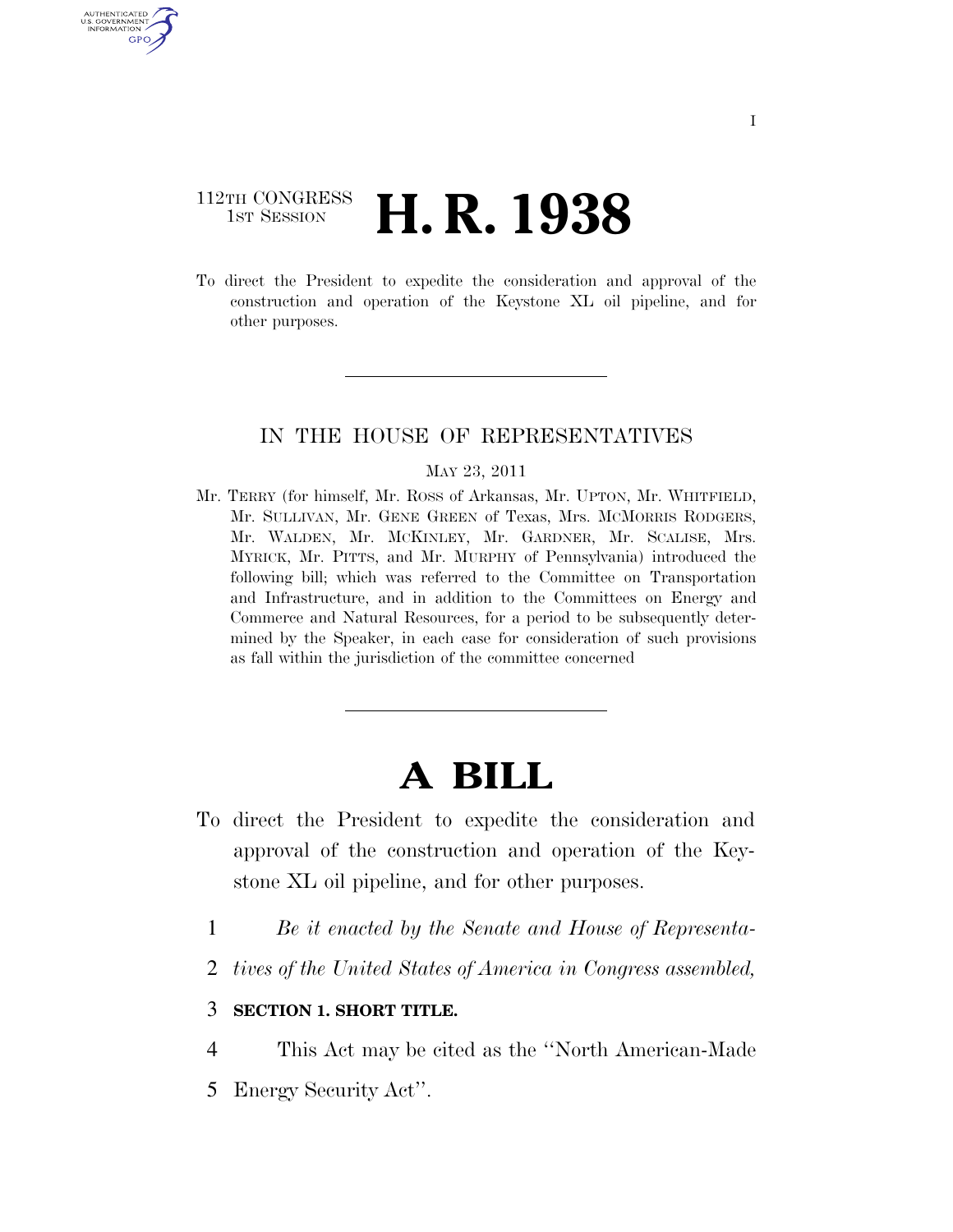112TH CONGRESS
1ST SESSION

# H. R. 1938

To direct the President to expedite the consideration and approval of the construction and operation of the Keystone XL oil pipeline, and for other purposes.

---

IN THE HOUSE OF REPRESENTATIVES

MAY 23, 2011

Mr. TERRY (for himself, Mr. ROSS of Arkansas, Mr. UPTON, Mr. WHITFIELD, Mr. SULLIVAN, Mr. GENE GREEN of Texas, Mrs. MCMORRIS RODGERS, Mr. WALDEN, Mr. MCKINLEY, Mr. GARDNER, Mr. SCALISE, Mrs. MYRICK, Mr. PITTS, and Mr. MURPHY of Pennsylvania) introduced the following bill; which was referred to the Committee on Transportation and Infrastructure, and in addition to the Committees on Energy and Commerce and Natural Resources, for a period to be subsequently determined by the Speaker, in each case for consideration of such provisions as fall within the jurisdiction of the committee concerned

---

# A BILL

To direct the President to expedite the consideration and approval of the construction and operation of the Keystone XL oil pipeline, and for other purposes.

1 *Be it enacted by the Senate and House of Representa-*
2 *tives of the United States of America in Congress assembled,*

3 **SECTION 1. SHORT TITLE.**

4 This Act may be cited as the ''North American-Made
5 Energy Security Act''.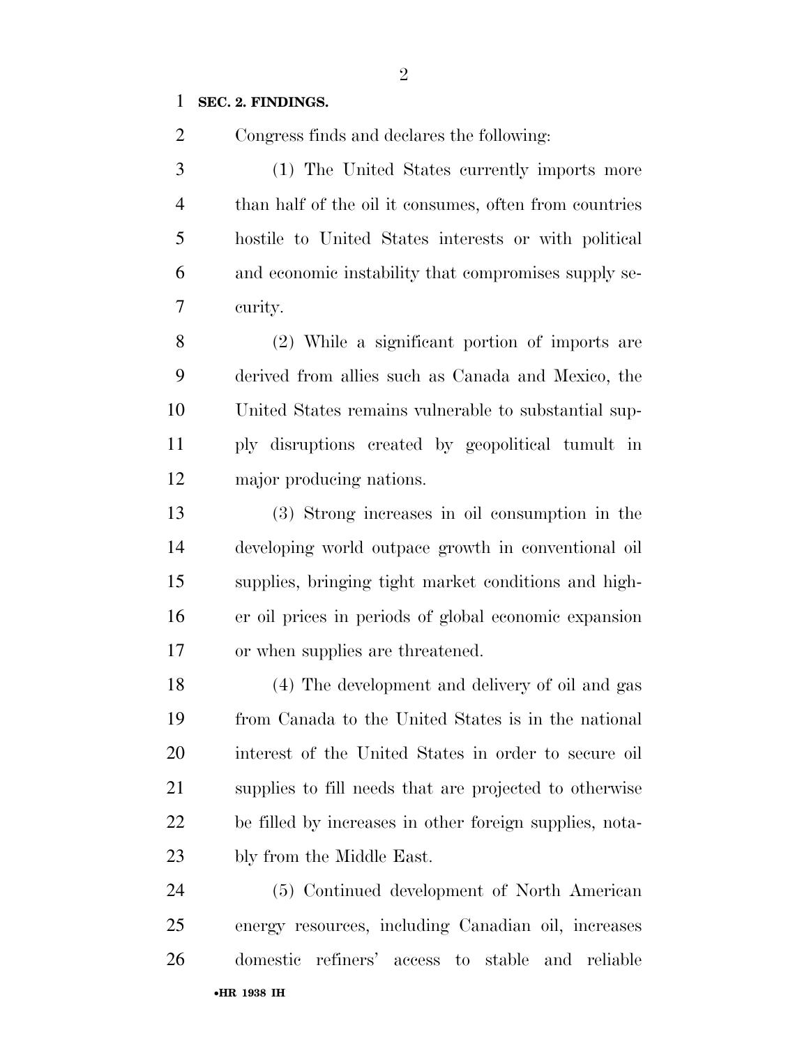**SEC. 2. FINDINGS.**

Congress finds and declares the following:

(1) The United States currently imports more than half of the oil it consumes, often from countries hostile to United States interests or with political and economic instability that compromises supply security.

(2) While a significant portion of imports are derived from allies such as Canada and Mexico, the United States remains vulnerable to substantial supply disruptions created by geopolitical tumult in major producing nations.

(3) Strong increases in oil consumption in the developing world outpace growth in conventional oil supplies, bringing tight market conditions and higher oil prices in periods of global economic expansion or when supplies are threatened.

(4) The development and delivery of oil and gas from Canada to the United States is in the national interest of the United States in order to secure oil supplies to fill needs that are projected to otherwise be filled by increases in other foreign supplies, notably from the Middle East.

(5) Continued development of North American energy resources, including Canadian oil, increases domestic refiners' access to stable and reliable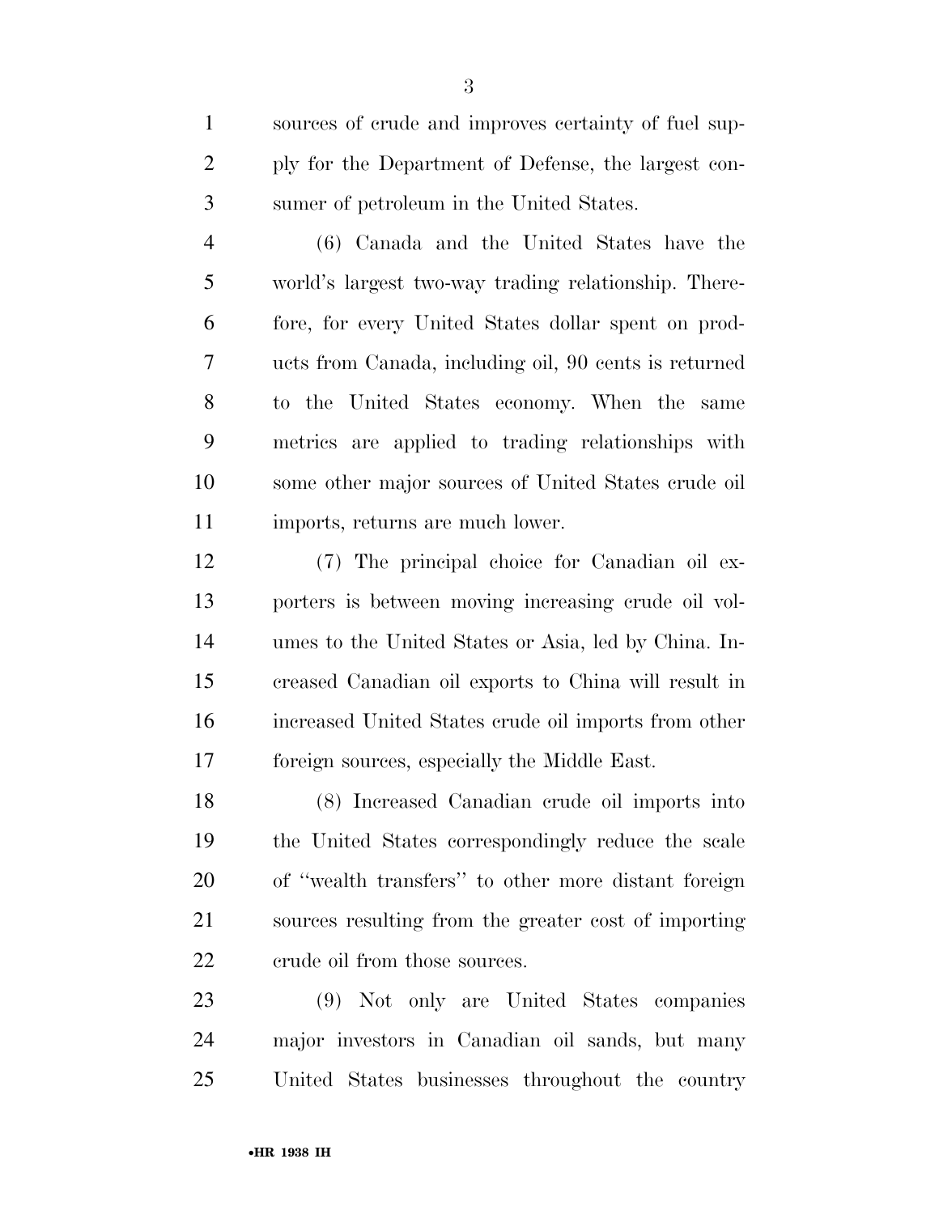sources of crude and improves certainty of fuel supply for the Department of Defense, the largest consumer of petroleum in the United States.

(6) Canada and the United States have the world's largest two-way trading relationship. Therefore, for every United States dollar spent on products from Canada, including oil, 90 cents is returned to the United States economy. When the same metrics are applied to trading relationships with some other major sources of United States crude oil imports, returns are much lower.

(7) The principal choice for Canadian oil exporters is between moving increasing crude oil volumes to the United States or Asia, led by China. Increased Canadian oil exports to China will result in increased United States crude oil imports from other foreign sources, especially the Middle East.

(8) Increased Canadian crude oil imports into the United States correspondingly reduce the scale of "wealth transfers" to other more distant foreign sources resulting from the greater cost of importing crude oil from those sources.

(9) Not only are United States companies major investors in Canadian oil sands, but many United States businesses throughout the country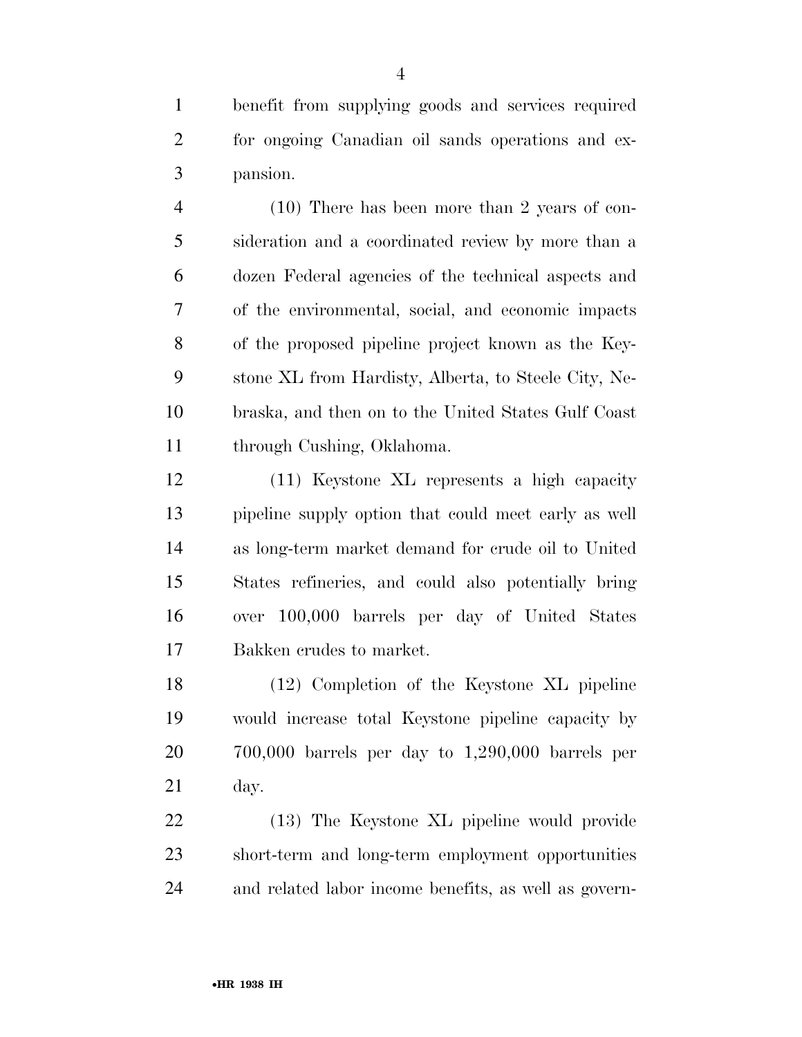benefit from supplying goods and services required for ongoing Canadian oil sands operations and expansion.

(10) There has been more than 2 years of consideration and a coordinated review by more than a dozen Federal agencies of the technical aspects and of the environmental, social, and economic impacts of the proposed pipeline project known as the Keystone XL from Hardisty, Alberta, to Steele City, Nebraska, and then on to the United States Gulf Coast through Cushing, Oklahoma.

(11) Keystone XL represents a high capacity pipeline supply option that could meet early as well as long-term market demand for crude oil to United States refineries, and could also potentially bring over 100,000 barrels per day of United States Bakken crudes to market.

(12) Completion of the Keystone XL pipeline would increase total Keystone pipeline capacity by 700,000 barrels per day to 1,290,000 barrels per day.

(13) The Keystone XL pipeline would provide short-term and long-term employment opportunities and related labor income benefits, as well as govern-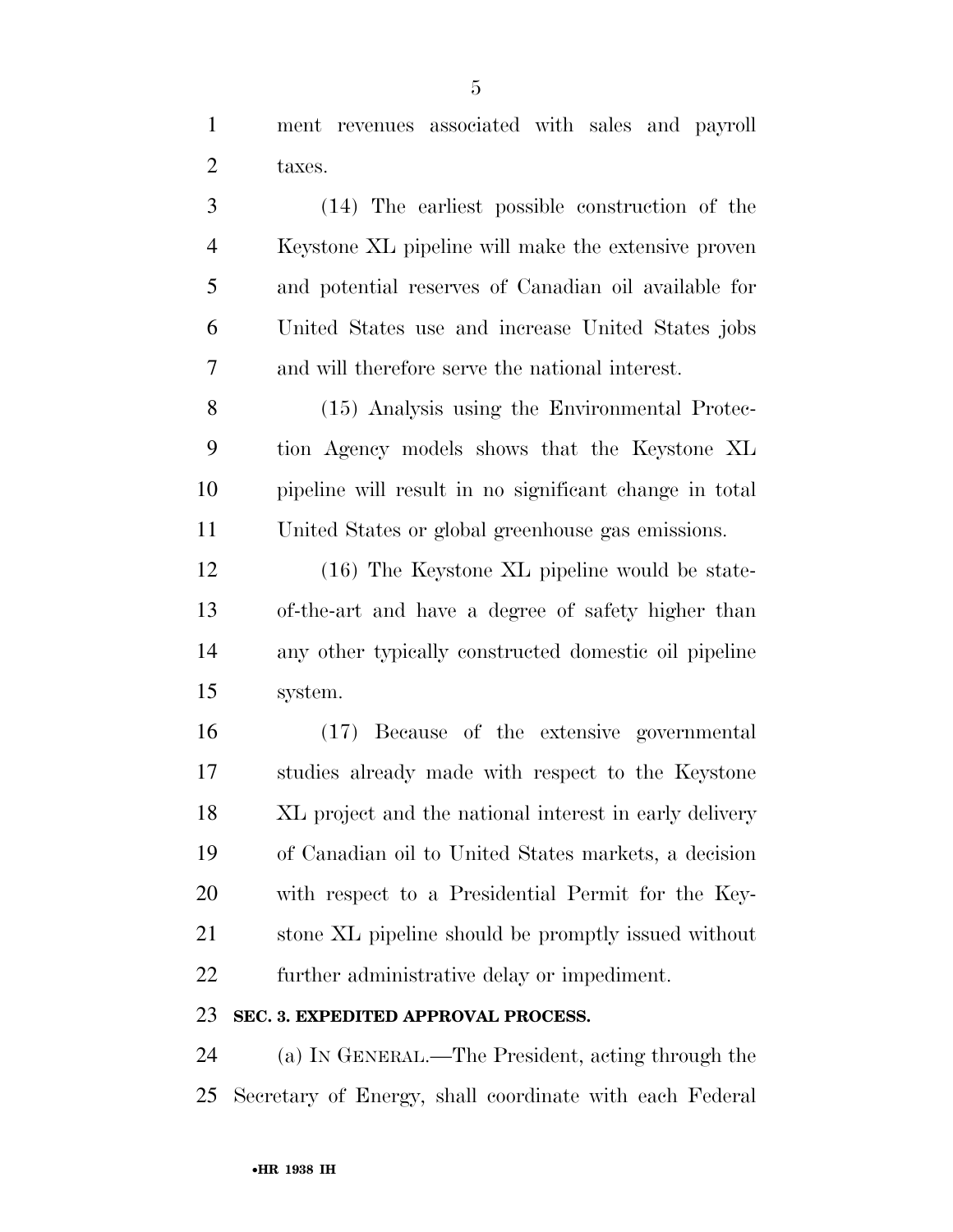ment revenues associated with sales and payroll taxes.

(14) The earliest possible construction of the Keystone XL pipeline will make the extensive proven and potential reserves of Canadian oil available for United States use and increase United States jobs and will therefore serve the national interest.

(15) Analysis using the Environmental Protection Agency models shows that the Keystone XL pipeline will result in no significant change in total United States or global greenhouse gas emissions.

(16) The Keystone XL pipeline would be state-of-the-art and have a degree of safety higher than any other typically constructed domestic oil pipeline system.

(17) Because of the extensive governmental studies already made with respect to the Keystone XL project and the national interest in early delivery of Canadian oil to United States markets, a decision with respect to a Presidential Permit for the Keystone XL pipeline should be promptly issued without further administrative delay or impediment.

**SEC. 3. EXPEDITED APPROVAL PROCESS.**

(a) IN GENERAL.—The President, acting through the Secretary of Energy, shall coordinate with each Federal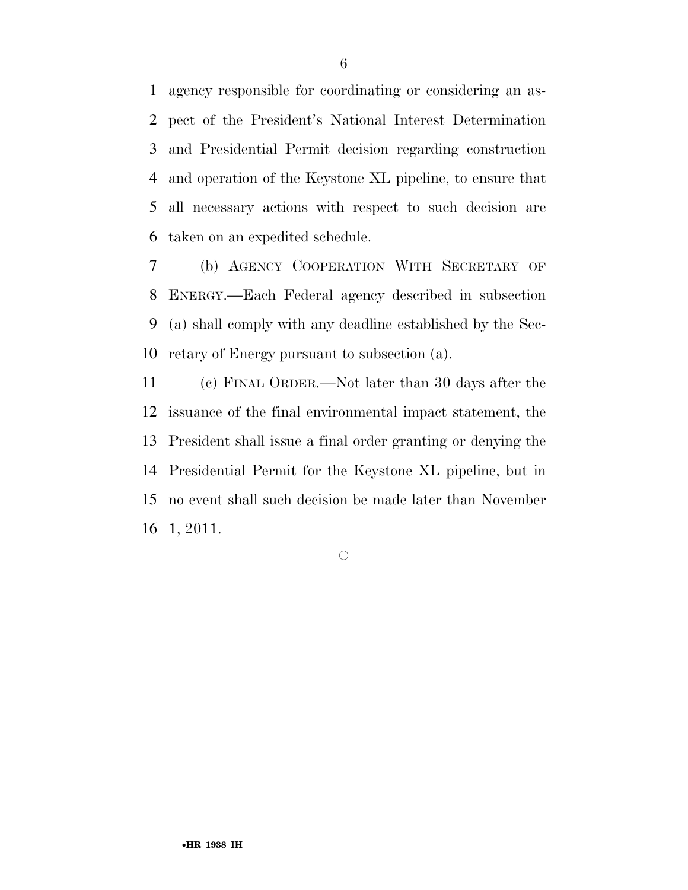agency responsible for coordinating or considering an aspect of the President's National Interest Determination and Presidential Permit decision regarding construction and operation of the Keystone XL pipeline, to ensure that all necessary actions with respect to such decision are taken on an expedited schedule.

(b) AGENCY COOPERATION WITH SECRETARY OF ENERGY.—Each Federal agency described in subsection (a) shall comply with any deadline established by the Secretary of Energy pursuant to subsection (a).

(c) FINAL ORDER.—Not later than 30 days after the issuance of the final environmental impact statement, the President shall issue a final order granting or denying the Presidential Permit for the Keystone XL pipeline, but in no event shall such decision be made later than November 1, 2011.

○